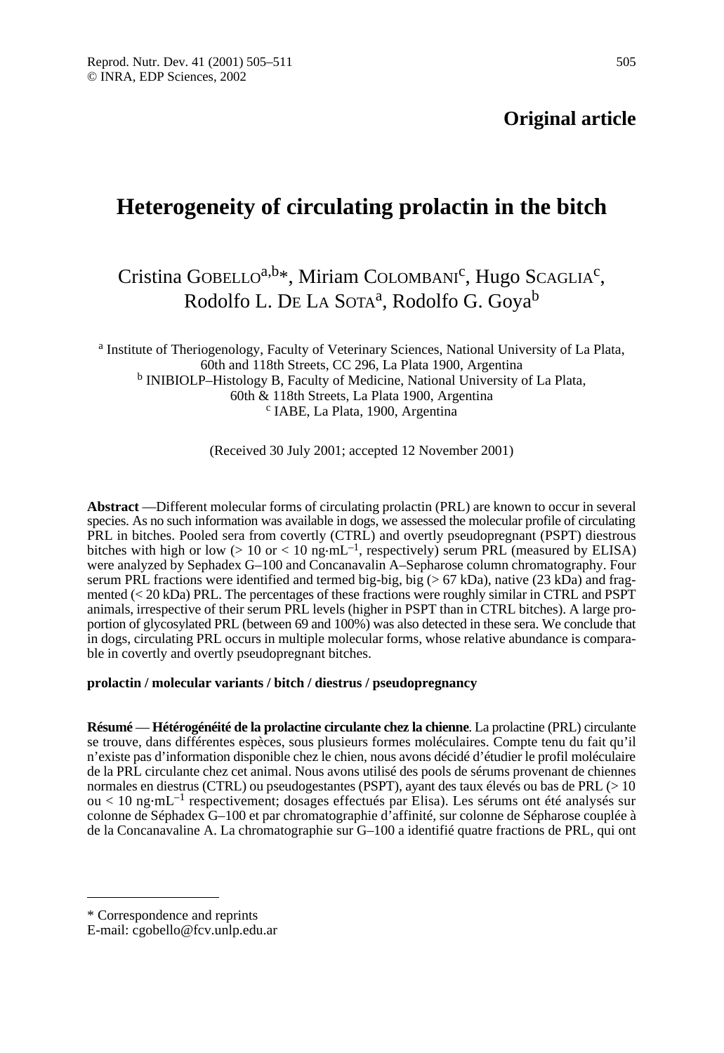**Original article**

# Heterogeneity of circulating prolactin in the bitch

Cristina GOBELLO[a,b]*, Miriam COLOMBANI[c], Hugo SCAGLIA[c], Rodolfo L. DE LA SOTA[a], Rodolfo G. Goya[b]

[a] Institute of Theriogenology, Faculty of Veterinary Sciences, National University of La Plata, 60th and 118th Streets, CC 296, La Plata 1900, Argentina
[b] INIBIOLP–Histology B, Faculty of Medicine, National University of La Plata, 60th & 118th Streets, La Plata 1900, Argentina
[c] IABE, La Plata, 1900, Argentina

(Received 30 July 2001; accepted 12 November 2001)

**Abstract** — Different molecular forms of circulating prolactin (PRL) are known to occur in several species. As no such information was available in dogs, we assessed the molecular profile of circulating PRL in bitches. Pooled sera from covertly (CTRL) and overtly pseudopregnant (PSPT) diestrous bitches with high or low (> 10 or < 10 ng·mL$^{-1}$, respectively) serum PRL (measured by ELISA) were analyzed by Sephadex G–100 and Concanavalin A–Sepharose column chromatography. Four serum PRL fractions were identified and termed big-big, big (> 67 kDa), native (23 kDa) and fragmented (< 20 kDa) PRL. The percentages of these fractions were roughly similar in CTRL and PSPT animals, irrespective of their serum PRL levels (higher in PSPT than in CTRL bitches). A large proportion of glycosylated PRL (between 69 and 100%) was also detected in these sera. We conclude that in dogs, circulating PRL occurs in multiple molecular forms, whose relative abundance is comparable in covertly and overtly pseudopregnant bitches.

**prolactin / molecular variants / bitch / diestrus / pseudopregnancy**

**Résumé** — **Hétérogénéité de la prolactine circulante chez la chienne**. La prolactine (PRL) circulante se trouve, dans différentes espèces, sous plusieurs formes moléculaires. Compte tenu du fait qu'il n'existe pas d'information disponible chez le chien, nous avons décidé d'étudier le profil moléculaire de la PRL circulante chez cet animal. Nous avons utilisé des pools de sérums provenant de chiennes normales en diestrus (CTRL) ou pseudogestantes (PSPT), ayant des taux élevés ou bas de PRL (> 10 ou < 10 ng·mL$^{-1}$ respectivement; dosages effectués par Elisa). Les sérums ont été analysés sur colonne de Séphadex G–100 et par chromatographie d'affinité, sur colonne de Sépharose couplée à de la Concanavaline A. La chromatographie sur G–100 a identifié quatre fractions de PRL, qui ont

\* Correspondence and reprints
E-mail: cgobello@fcv.unlp.edu.ar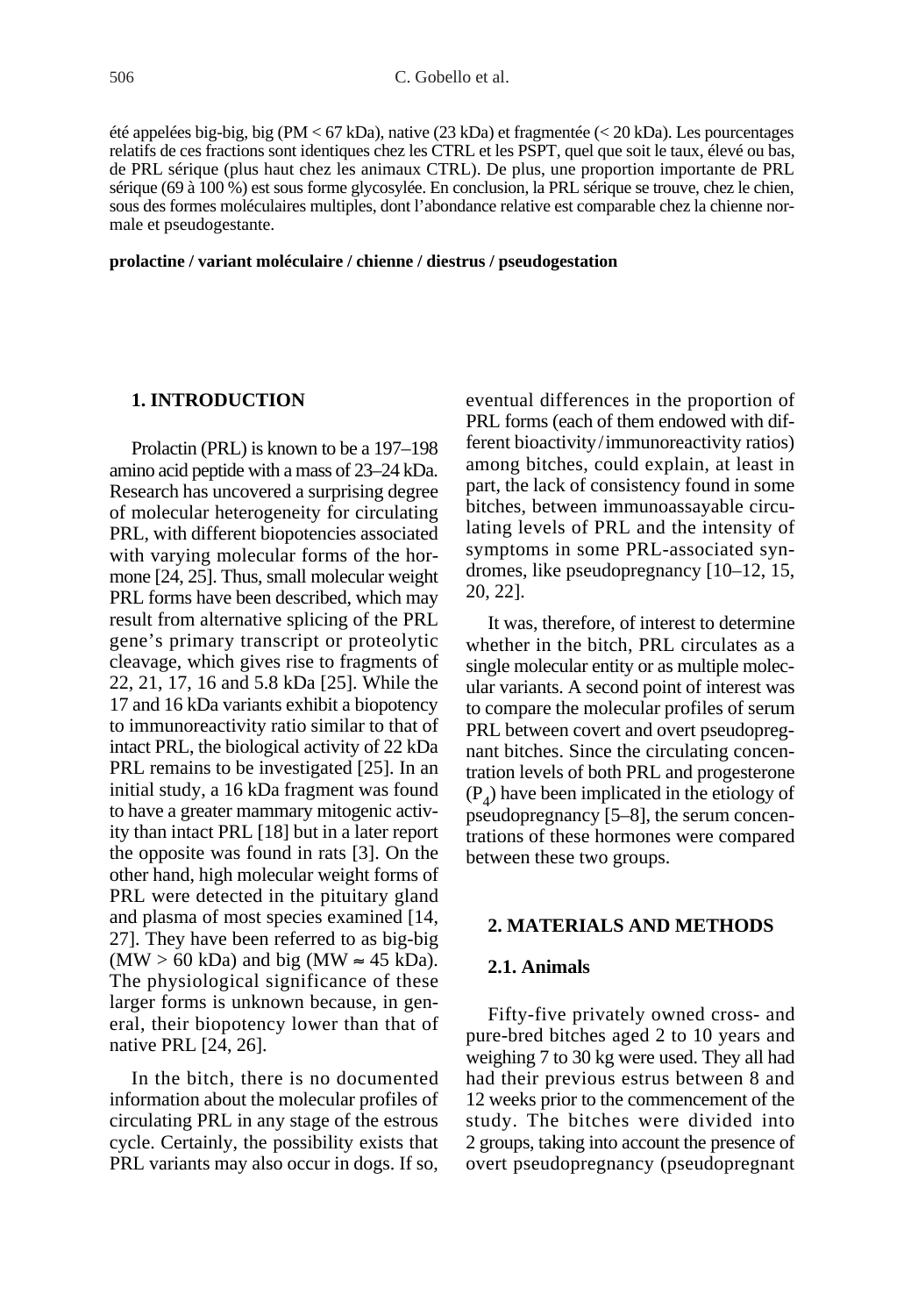été appelées big-big, big (PM < 67 kDa), native (23 kDa) et fragmentée (< 20 kDa). Les pourcentages relatifs de ces fractions sont identiques chez les CTRL et les PSPT, quel que soit le taux, élevé ou bas, de PRL sérique (plus haut chez les animaux CTRL). De plus, une proportion importante de PRL sérique (69 à 100 %) est sous forme glycosylée. En conclusion, la PRL sérique se trouve, chez le chien, sous des formes moléculaires multiples, dont l'abondance relative est comparable chez la chienne normale et pseudogestante.

**prolactine / variant moléculaire / chienne / diestrus / pseudogestation**

## 1. INTRODUCTION

Prolactin (PRL) is known to be a 197–198 amino acid peptide with a mass of 23–24 kDa. Research has uncovered a surprising degree of molecular heterogeneity for circulating PRL, with different biopotencies associated with varying molecular forms of the hormone [24, 25]. Thus, small molecular weight PRL forms have been described, which may result from alternative splicing of the PRL gene's primary transcript or proteolytic cleavage, which gives rise to fragments of 22, 21, 17, 16 and 5.8 kDa [25]. While the 17 and 16 kDa variants exhibit a biopotency to immunoreactivity ratio similar to that of intact PRL, the biological activity of 22 kDa PRL remains to be investigated [25]. In an initial study, a 16 kDa fragment was found to have a greater mammary mitogenic activity than intact PRL [18] but in a later report the opposite was found in rats [3]. On the other hand, high molecular weight forms of PRL were detected in the pituitary gland and plasma of most species examined [14, 27]. They have been referred to as big-big (MW > 60 kDa) and big (MW ≈ 45 kDa). The physiological significance of these larger forms is unknown because, in general, their biopotency lower than that of native PRL [24, 26].

In the bitch, there is no documented information about the molecular profiles of circulating PRL in any stage of the estrous cycle. Certainly, the possibility exists that PRL variants may also occur in dogs. If so, eventual differences in the proportion of PRL forms (each of them endowed with different bioactivity/immunoreactivity ratios) among bitches, could explain, at least in part, the lack of consistency found in some bitches, between immunoassayable circulating levels of PRL and the intensity of symptoms in some PRL-associated syndromes, like pseudopregnancy [10–12, 15, 20, 22].

It was, therefore, of interest to determine whether in the bitch, PRL circulates as a single molecular entity or as multiple molecular variants. A second point of interest was to compare the molecular profiles of serum PRL between covert and overt pseudopregnant bitches. Since the circulating concentration levels of both PRL and progesterone ($P_4$) have been implicated in the etiology of pseudopregnancy [5–8], the serum concentrations of these hormones were compared between these two groups.

## 2. MATERIALS AND METHODS

### 2.1. Animals

Fifty-five privately owned cross- and pure-bred bitches aged 2 to 10 years and weighing 7 to 30 kg were used. They all had had their previous estrus between 8 and 12 weeks prior to the commencement of the study. The bitches were divided into 2 groups, taking into account the presence of overt pseudopregnancy (pseudopregnant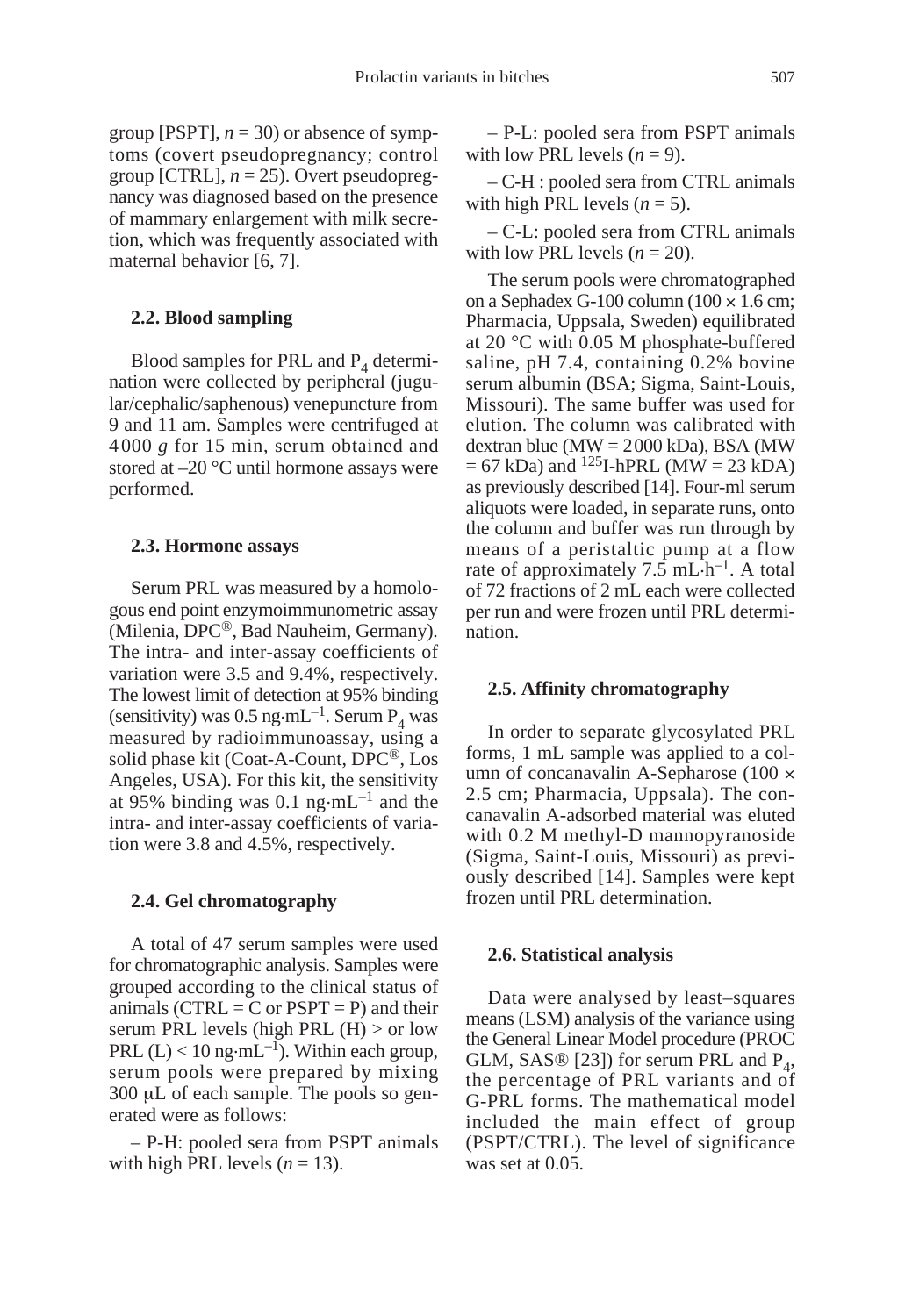group [PSPT], $n = 30$) or absence of symptoms (covert pseudopregnancy; control group [CTRL], $n = 25$). Overt pseudopregnancy was diagnosed based on the presence of mammary enlargement with milk secretion, which was frequently associated with maternal behavior [6, 7].

### 2.2. Blood sampling

Blood samples for PRL and $P_4$ determination were collected by peripheral (jugular/cephalic/saphenous) venepuncture from 9 and 11 am. Samples were centrifuged at 4 000 *g* for 15 min, serum obtained and stored at –20 °C until hormone assays were performed.

### 2.3. Hormone assays

Serum PRL was measured by a homologous end point enzymoimmunometric assay (Milenia, DPC®, Bad Nauheim, Germany). The intra- and inter-assay coefficients of variation were 3.5 and 9.4%, respectively. The lowest limit of detection at 95% binding (sensitivity) was $0.5 \text{ ng·mL}^{-1}$. Serum $P_4$ was measured by radioimmunoassay, using a solid phase kit (Coat-A-Count, DPC®, Los Angeles, USA). For this kit, the sensitivity at 95% binding was $0.1 \text{ ng·mL}^{-1}$ and the intra- and inter-assay coefficients of variation were 3.8 and 4.5%, respectively.

### 2.4. Gel chromatography

A total of 47 serum samples were used for chromatographic analysis. Samples were grouped according to the clinical status of animals (CTRL = C or PSPT = P) and their serum PRL levels (high PRL (H) > or low PRL (L) < $10 \text{ ng·mL}^{-1}$). Within each group, serum pools were prepared by mixing 300 μL of each sample. The pools so generated were as follows:

– P-H: pooled sera from PSPT animals with high PRL levels ($n = 13$).

– P-L: pooled sera from PSPT animals with low PRL levels ($n = 9$).

– C-H : pooled sera from CTRL animals with high PRL levels ($n = 5$).

– C-L: pooled sera from CTRL animals with low PRL levels ($n = 20$).

The serum pools were chromatographed on a Sephadex G-100 column (100 × 1.6 cm; Pharmacia, Uppsala, Sweden) equilibrated at 20 °C with 0.05 M phosphate-buffered saline, pH 7.4, containing 0.2% bovine serum albumin (BSA; Sigma, Saint-Louis, Missouri). The same buffer was used for elution. The column was calibrated with dextran blue (MW = 2000 kDa), BSA (MW = 67 kDa) and $^{125}$I-hPRL (MW = 23 kDA) as previously described [14]. Four-ml serum aliquots were loaded, in separate runs, onto the column and buffer was run through by means of a peristaltic pump at a flow rate of approximately $7.5 \text{ mL·h}^{-1}$. A total of 72 fractions of 2 mL each were collected per run and were frozen until PRL determination.

### 2.5. Affinity chromatography

In order to separate glycosylated PRL forms, 1 mL sample was applied to a column of concanavalin A-Sepharose (100 × 2.5 cm; Pharmacia, Uppsala). The concanavalin A-adsorbed material was eluted with 0.2 M methyl-D mannopyranoside (Sigma, Saint-Louis, Missouri) as previously described [14]. Samples were kept frozen until PRL determination.

### 2.6. Statistical analysis

Data were analysed by least–squares means (LSM) analysis of the variance using the General Linear Model procedure (PROC GLM, SAS® [23]) for serum PRL and $P_4$, the percentage of PRL variants and of G-PRL forms. The mathematical model included the main effect of group (PSPT/CTRL). The level of significance was set at 0.05.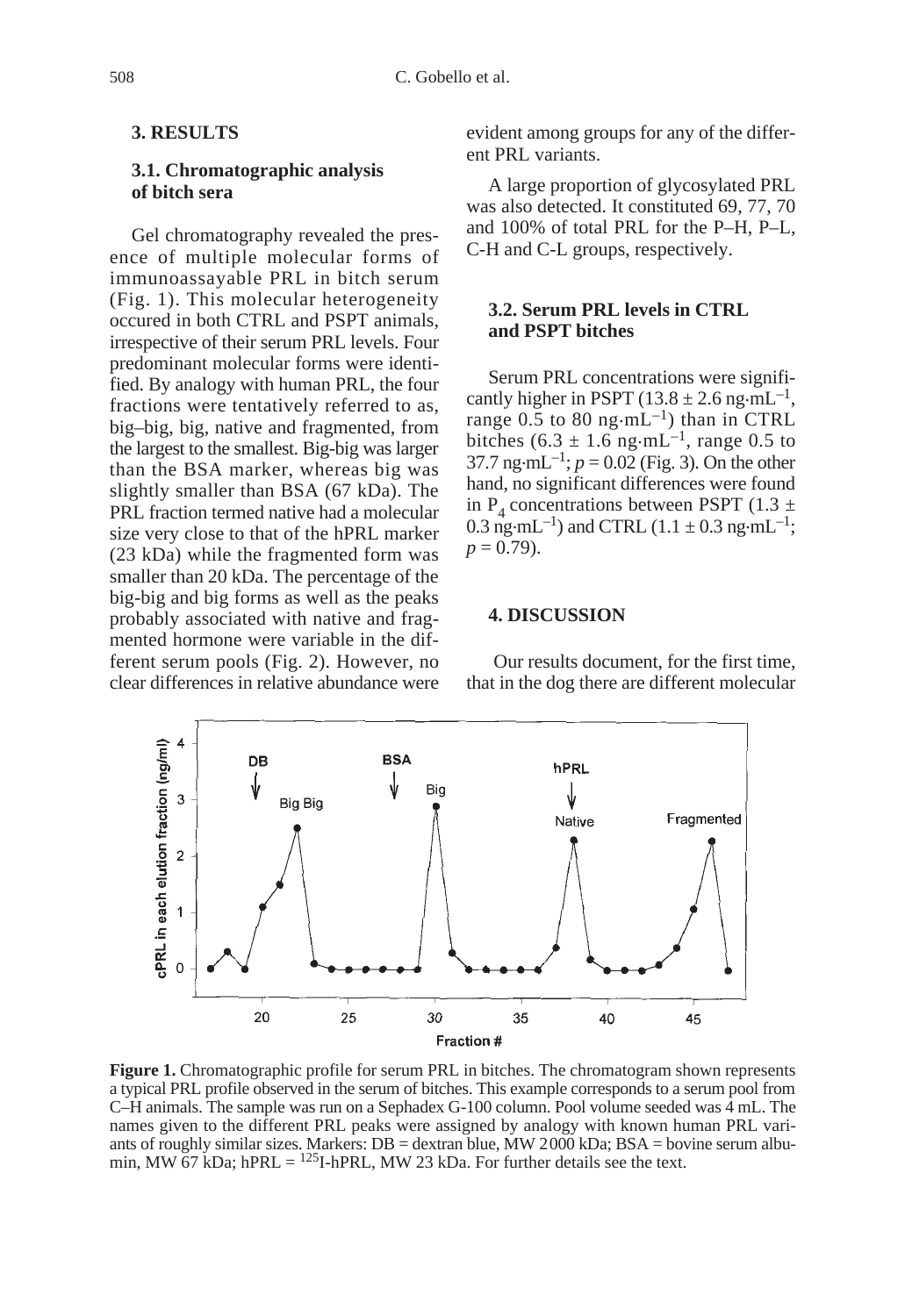## 3. RESULTS

### 3.1. Chromatographic analysis of bitch sera

Gel chromatography revealed the presence of multiple molecular forms of immunoassayable PRL in bitch serum (Fig. 1). This molecular heterogeneity occured in both CTRL and PSPT animals, irrespective of their serum PRL levels. Four predominant molecular forms were identified. By analogy with human PRL, the four fractions were tentatively referred to as, big–big, big, native and fragmented, from the largest to the smallest. Big-big was larger than the BSA marker, whereas big was slightly smaller than BSA (67 kDa). The PRL fraction termed native had a molecular size very close to that of the hPRL marker (23 kDa) while the fragmented form was smaller than 20 kDa. The percentage of the big-big and big forms as well as the peaks probably associated with native and fragmented hormone were variable in the different serum pools (Fig. 2). However, no clear differences in relative abundance were evident among groups for any of the different PRL variants.

A large proportion of glycosylated PRL was also detected. It constituted 69, 77, 70 and 100% of total PRL for the P–H, P–L, C-H and C-L groups, respectively.

### 3.2. Serum PRL levels in CTRL and PSPT bitches

Serum PRL concentrations were significantly higher in PSPT ($13.8 \pm 2.6$ ng·mL$^{-1}$, range 0.5 to 80 ng·mL$^{-1}$) than in CTRL bitches ($6.3 \pm 1.6$ ng·mL$^{-1}$, range 0.5 to 37.7 ng·mL$^{-1}$; $p = 0.02$ (Fig. 3). On the other hand, no significant differences were found in $P_4$ concentrations between PSPT ($1.3 \pm 0.3$ ng·mL$^{-1}$) and CTRL ($1.1 \pm 0.3$ ng·mL$^{-1}$; $p = 0.79$).

## 4. DISCUSSION

Our results document, for the first time, that in the dog there are different molecular

**Figure 1.** Chromatographic profile for serum PRL in bitches. The chromatogram shown represents a typical PRL profile observed in the serum of bitches. This example corresponds to a serum pool from C–H animals. The sample was run on a Sephadex G-100 column. Pool volume seeded was 4 mL. The names given to the different PRL peaks were assigned by analogy with known human PRL variants of roughly similar sizes. Markers: DB = dextran blue, MW 2000 kDa; BSA = bovine serum albumin, MW 67 kDa; hPRL = $^{125}$I-hPRL, MW 23 kDa. For further details see the text.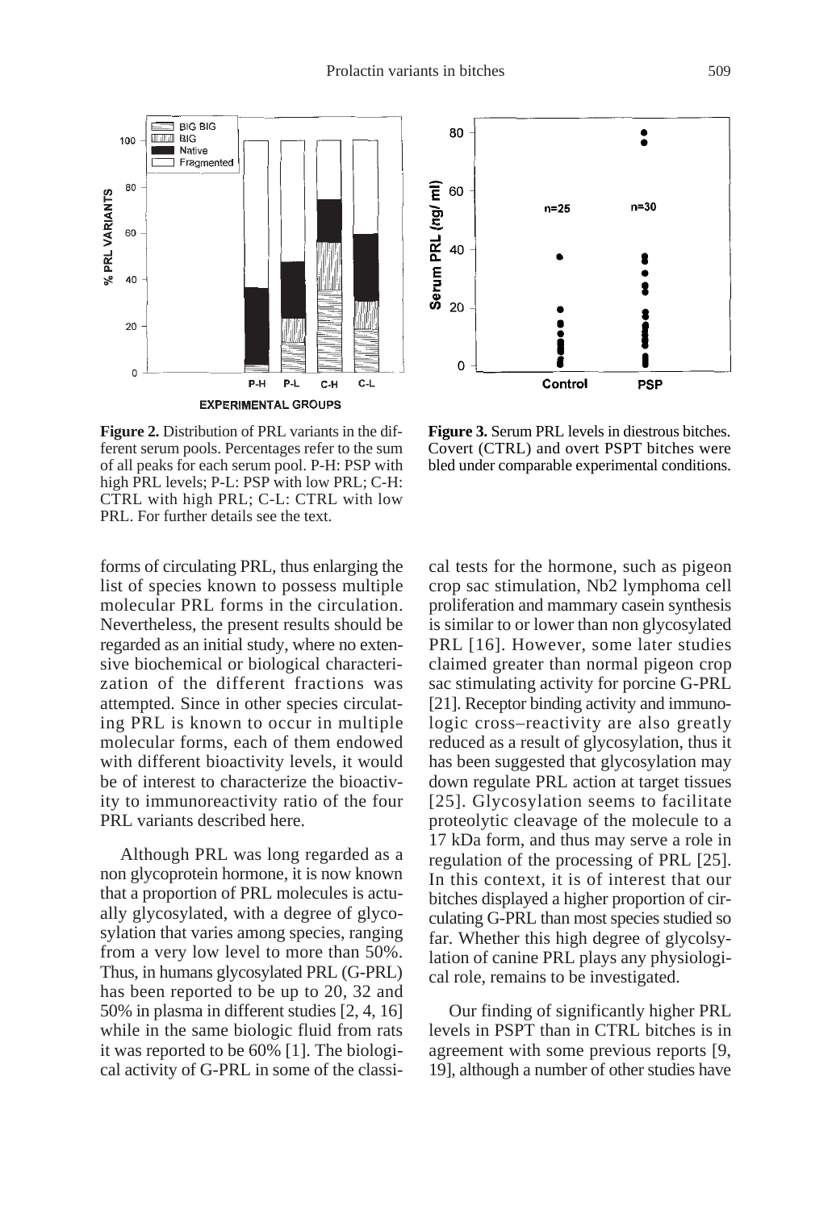**Figure 2.** Distribution of PRL variants in the different serum pools. Percentages refer to the sum of all peaks for each serum pool. P-H: PSP with high PRL levels; P-L: PSP with low PRL; C-H: CTRL with high PRL; C-L: CTRL with low PRL. For further details see the text.

**Figure 3.** Serum PRL levels in diestrous bitches. Covert (CTRL) and overt PSPT bitches were bled under comparable experimental conditions.

forms of circulating PRL, thus enlarging the list of species known to possess multiple molecular PRL forms in the circulation. Nevertheless, the present results should be regarded as an initial study, where no extensive biochemical or biological characterization of the different fractions was attempted. Since in other species circulating PRL is known to occur in multiple molecular forms, each of them endowed with different bioactivity levels, it would be of interest to characterize the bioactivity to immunoreactivity ratio of the four PRL variants described here.

Although PRL was long regarded as a non glycoprotein hormone, it is now known that a proportion of PRL molecules is actually glycosylated, with a degree of glycosylation that varies among species, ranging from a very low level to more than 50%. Thus, in humans glycosylated PRL (G-PRL) has been reported to be up to 20, 32 and 50% in plasma in different studies [2, 4, 16] while in the same biologic fluid from rats it was reported to be 60% [1]. The biological activity of G-PRL in some of the classical tests for the hormone, such as pigeon crop sac stimulation, Nb2 lymphoma cell proliferation and mammary casein synthesis is similar to or lower than non glycosylated PRL [16]. However, some later studies claimed greater than normal pigeon crop sac stimulating activity for porcine G-PRL [21]. Receptor binding activity and immunologic cross–reactivity are also greatly reduced as a result of glycosylation, thus it has been suggested that glycosylation may down regulate PRL action at target tissues [25]. Glycosylation seems to facilitate proteolytic cleavage of the molecule to a 17 kDa form, and thus may serve a role in regulation of the processing of PRL [25]. In this context, it is of interest that our bitches displayed a higher proportion of circulating G-PRL than most species studied so far. Whether this high degree of glycolsylation of canine PRL plays any physiological role, remains to be investigated.

Our finding of significantly higher PRL levels in PSPT than in CTRL bitches is in agreement with some previous reports [9, 19], although a number of other studies have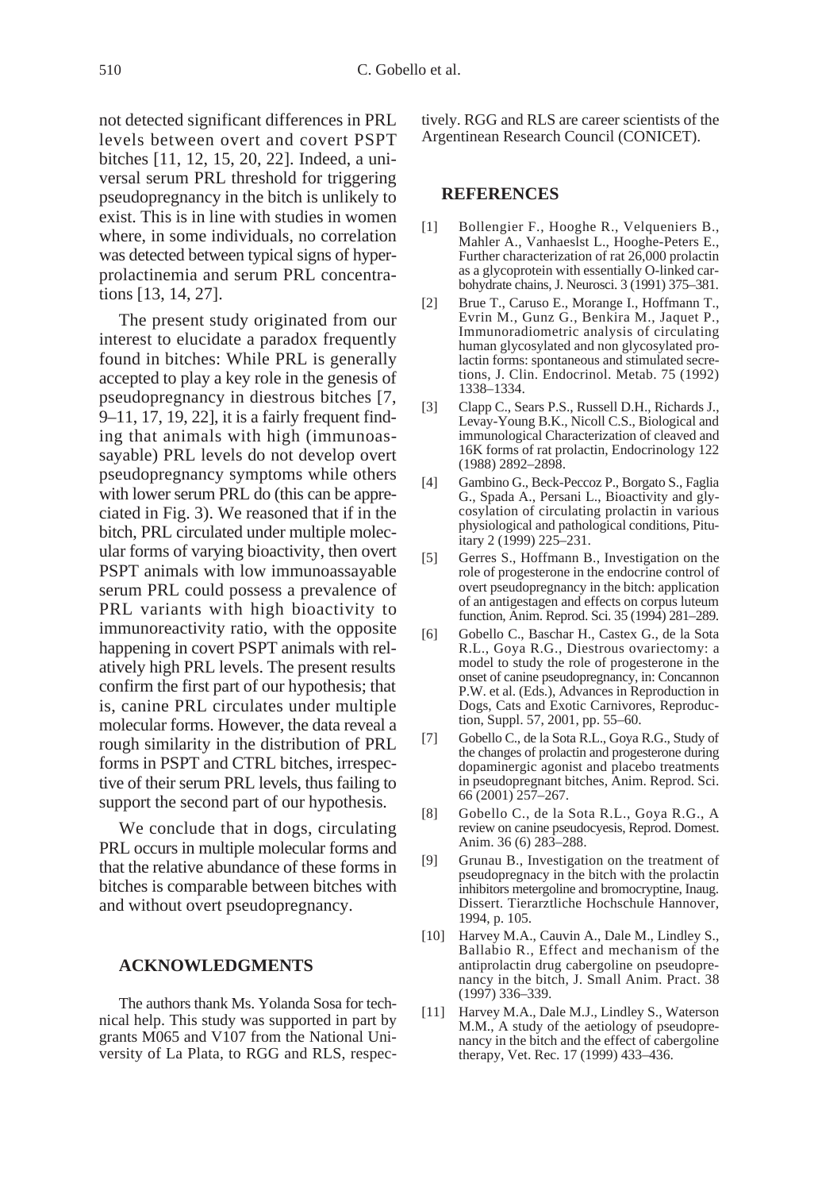not detected significant differences in PRL levels between overt and covert PSPT bitches [11, 12, 15, 20, 22]. Indeed, a universal serum PRL threshold for triggering pseudopregnancy in the bitch is unlikely to exist. This is in line with studies in women where, in some individuals, no correlation was detected between typical signs of hyperprolactinemia and serum PRL concentrations [13, 14, 27].

The present study originated from our interest to elucidate a paradox frequently found in bitches: While PRL is generally accepted to play a key role in the genesis of pseudopregnancy in diestrous bitches [7, 9–11, 17, 19, 22], it is a fairly frequent finding that animals with high (immunoassayable) PRL levels do not develop overt pseudopregnancy symptoms while others with lower serum PRL do (this can be appreciated in Fig. 3). We reasoned that if in the bitch, PRL circulated under multiple molecular forms of varying bioactivity, then overt PSPT animals with low immunoassayable serum PRL could possess a prevalence of PRL variants with high bioactivity to immunoreactivity ratio, with the opposite happening in covert PSPT animals with relatively high PRL levels. The present results confirm the first part of our hypothesis; that is, canine PRL circulates under multiple molecular forms. However, the data reveal a rough similarity in the distribution of PRL forms in PSPT and CTRL bitches, irrespective of their serum PRL levels, thus failing to support the second part of our hypothesis.

We conclude that in dogs, circulating PRL occurs in multiple molecular forms and that the relative abundance of these forms in bitches is comparable between bitches with and without overt pseudopregnancy.

## ACKNOWLEDGMENTS

The authors thank Ms. Yolanda Sosa for technical help. This study was supported in part by grants M065 and V107 from the National University of La Plata, to RGG and RLS, respectively. RGG and RLS are career scientists of the Argentinean Research Council (CONICET).

## REFERENCES

[1] Bollengier F., Hooghe R., Velqueniers B., Mahler A., Vanhaeslst L., Hooghe-Peters E., Further characterization of rat 26,000 prolactin as a glycoprotein with essentially O-linked carbohydrate chains, J. Neurosci. 3 (1991) 375–381.

[2] Brue T., Caruso E., Morange I., Hoffmann T., Evrin M., Gunz G., Benkira M., Jaquet P., Immunoradiometric analysis of circulating human glycosylated and non glycosylated prolactin forms: spontaneous and stimulated secretions, J. Clin. Endocrinol. Metab. 75 (1992) 1338–1334.

[3] Clapp C., Sears P.S., Russell D.H., Richards J., Levay-Young B.K., Nicoll C.S., Biological and immunological Characterization of cleaved and 16K forms of rat prolactin, Endocrinology 122 (1988) 2892–2898.

[4] Gambino G., Beck-Peccoz P., Borgato S., Faglia G., Spada A., Persani L., Bioactivity and glycosylation of circulating prolactin in various physiological and pathological conditions, Pituitary 2 (1999) 225–231.

[5] Gerres S., Hoffmann B., Investigation on the role of progesterone in the endocrine control of overt pseudopregnancy in the bitch: application of an antigestagen and effects on corpus luteum function, Anim. Reprod. Sci. 35 (1994) 281–289.

[6] Gobello C., Baschar H., Castex G., de la Sota R.L., Goya R.G., Diestrous ovariectomy: a model to study the role of progesterone in the onset of canine pseudopregnancy, in: Concannon P.W. et al. (Eds.), Advances in Reproduction in Dogs, Cats and Exotic Carnivores, Reproduction, Suppl. 57, 2001, pp. 55–60.

[7] Gobello C., de la Sota R.L., Goya R.G., Study of the changes of prolactin and progesterone during dopaminergic agonist and placebo treatments in pseudopregnant bitches, Anim. Reprod. Sci. 66 (2001) 257–267.

[8] Gobello C., de la Sota R.L., Goya R.G., A review on canine pseudocyesis, Reprod. Domest. Anim. 36 (6) 283–288.

[9] Grunau B., Investigation on the treatment of pseudopregnacy in the bitch with the prolactin inhibitors metergoline and bromocryptine, Inaug. Dissert. Tierarztliche Hochschule Hannover, 1994, p. 105.

[10] Harvey M.A., Cauvin A., Dale M., Lindley S., Ballabio R., Effect and mechanism of the antiprolactin drug cabergoline on pseudopregnancy in the bitch, J. Small Anim. Pract. 38 (1997) 336–339.

[11] Harvey M.A., Dale M.J., Lindley S., Waterson M.M., A study of the aetiology of pseudopregnancy in the bitch and the effect of cabergoline therapy, Vet. Rec. 17 (1999) 433–436.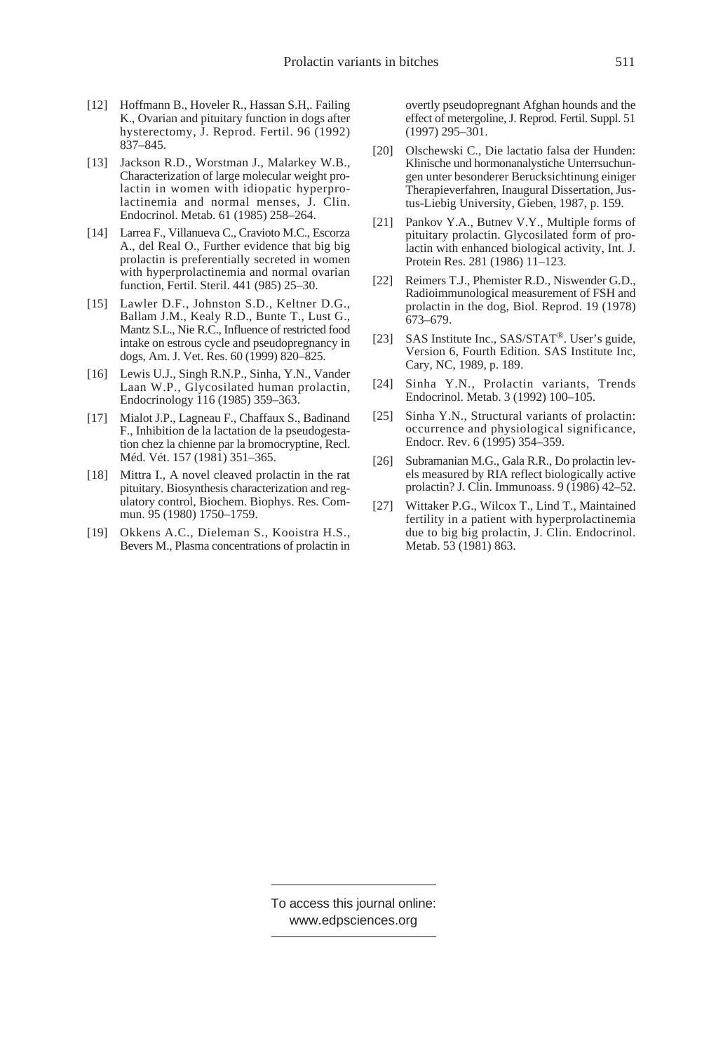[12] Hoffmann B., Hoveler R., Hassan S.H,. Failing K., Ovarian and pituitary function in dogs after hysterectomy, J. Reprod. Fertil. 96 (1992) 837–845.

[13] Jackson R.D., Worstman J., Malarkey W.B., Characterization of large molecular weight prolactin in women with idiopatic hyperprolactinemia and normal menses, J. Clin. Endocrinol. Metab. 61 (1985) 258–264.

[14] Larrea F., Villanueva C., Cravioto M.C., Escorza A., del Real O., Further evidence that big big prolactin is preferentially secreted in women with hyperprolactinemia and normal ovarian function, Fertil. Steril. 441 (985) 25–30.

[15] Lawler D.F., Johnston S.D., Keltner D.G., Ballam J.M., Kealy R.D., Bunte T., Lust G., Mantz S.L., Nie R.C., Influence of restricted food intake on estrous cycle and pseudopregnancy in dogs, Am. J. Vet. Res. 60 (1999) 820–825.

[16] Lewis U.J., Singh R.N.P., Sinha, Y.N., Vander Laan W.P., Glycosilated human prolactin, Endocrinology 116 (1985) 359–363.

[17] Mialot J.P., Lagneau F., Chaffaux S., Badinand F., Inhibition de la lactation de la pseudogestation chez la chienne par la bromocryptine, Recl. Méd. Vét. 157 (1981) 351–365.

[18] Mittra I., A novel cleaved prolactin in the rat pituitary. Biosynthesis characterization and regulatory control, Biochem. Biophys. Res. Commun. 95 (1980) 1750–1759.

[19] Okkens A.C., Dieleman S., Kooistra H.S., Bevers M., Plasma concentrations of prolactin in overtly pseudopregnant Afghan hounds and the effect of metergoline, J. Reprod. Fertil. Suppl. 51 (1997) 295–301.

[20] Olschewski C., Die lactatio falsa der Hunden: Klinische und hormonanalystiche Unterrsuchungen unter besonderer Berucksichtinung einiger Therapieverfahren, Inaugural Dissertation, Justus-Liebig University, Gieben, 1987, p. 159.

[21] Pankov Y.A., Butnev V.Y., Multiple forms of pituitary prolactin. Glycosilated form of prolactin with enhanced biological activity, Int. J. Protein Res. 281 (1986) 11–123.

[22] Reimers T.J., Phemister R.D., Niswender G.D., Radioimmunological measurement of FSH and prolactin in the dog, Biol. Reprod. 19 (1978) 673–679.

[23] SAS Institute Inc., SAS/STAT®. User's guide, Version 6, Fourth Edition. SAS Institute Inc, Cary, NC, 1989, p. 189.

[24] Sinha Y.N., Prolactin variants, Trends Endocrinol. Metab. 3 (1992) 100–105.

[25] Sinha Y.N., Structural variants of prolactin: occurrence and physiological significance, Endocr. Rev. 6 (1995) 354–359.

[26] Subramanian M.G., Gala R.R., Do prolactin levels measured by RIA reflect biologically active prolactin? J. Clin. Immunoass. 9 (1986) 42–52.

[27] Wittaker P.G., Wilcox T., Lind T., Maintained fertility in a patient with hyperprolactinemia due to big big prolactin, J. Clin. Endocrinol. Metab. 53 (1981) 863.

To access this journal online:
www.edpsciences.org